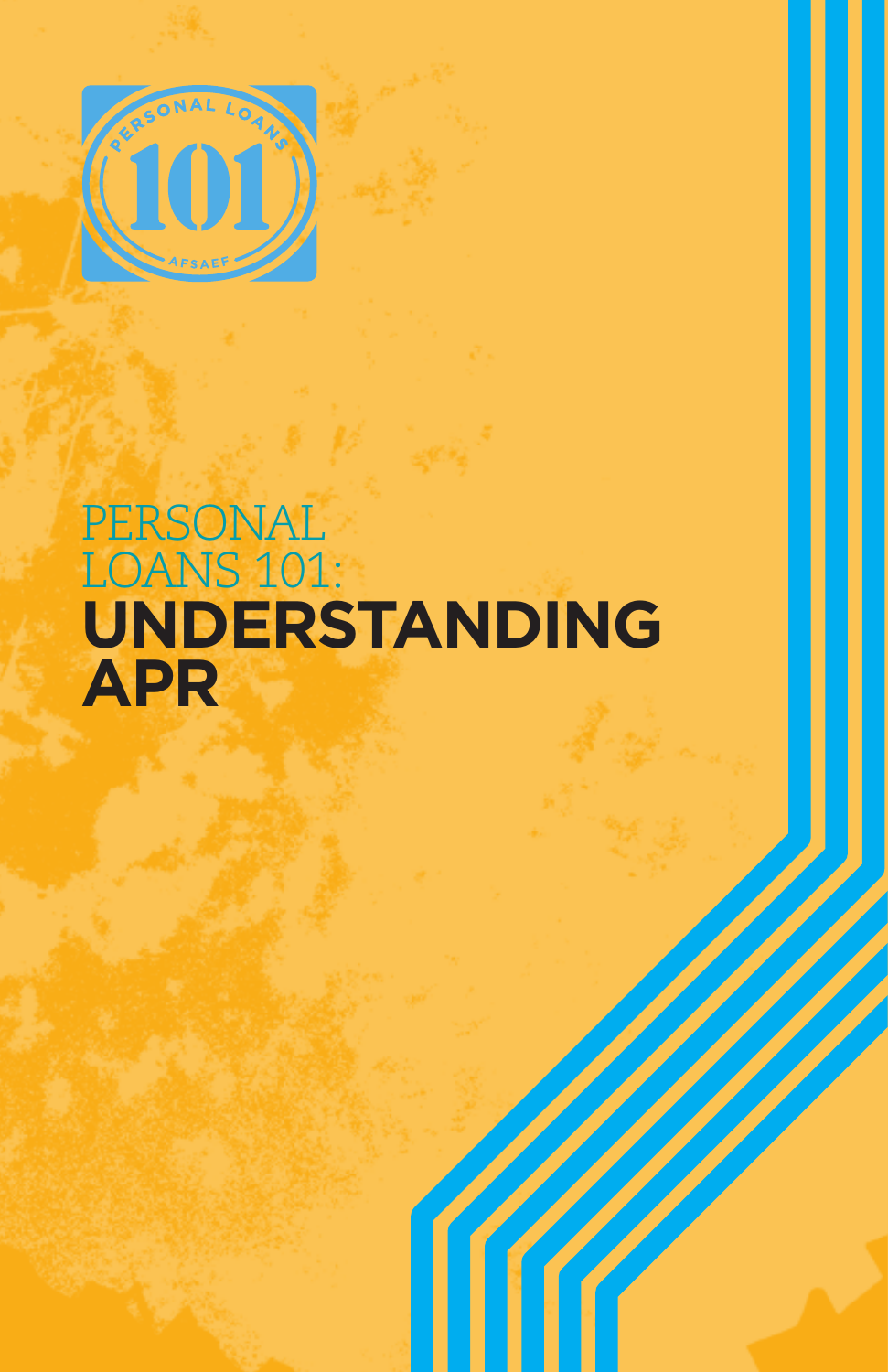PERSONAL LOANS 101 AFSAEF

# PERSONAL LOANS 101: **UNDERSTANDING APR**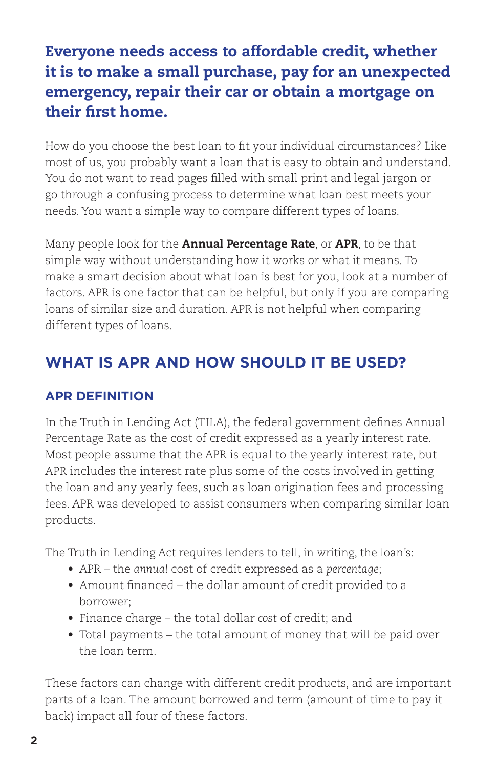**Everyone needs access to affordable credit, whether it is to make a small purchase, pay for an unexpected emergency, repair their car or obtain a mortgage on their first home.**

How do you choose the best loan to fit your individual circumstances? Like most of us, you probably want a loan that is easy to obtain and understand. You do not want to read pages filled with small print and legal jargon or go through a confusing process to determine what loan best meets your needs. You want a simple way to compare different types of loans.

Many people look for the **Annual Percentage Rate**, or **APR**, to be that simple way without understanding how it works or what it means. To make a smart decision about what loan is best for you, look at a number of factors. APR is one factor that can be helpful, but only if you are comparing loans of similar size and duration. APR is not helpful when comparing different types of loans.

## WHAT IS APR AND HOW SHOULD IT BE USED?

### APR DEFINITION

In the Truth in Lending Act (TILA), the federal government defines Annual Percentage Rate as the cost of credit expressed as a yearly interest rate. Most people assume that the APR is equal to the yearly interest rate, but APR includes the interest rate plus some of the costs involved in getting the loan and any yearly fees, such as loan origination fees and processing fees. APR was developed to assist consumers when comparing similar loan products.

The Truth in Lending Act requires lenders to tell, in writing, the loan's:

- APR – the *annual* cost of credit expressed as a *percentage*;
- Amount financed – the dollar amount of credit provided to a borrower;
- Finance charge – the total dollar *cost* of credit; and
- Total payments – the total amount of money that will be paid over the loan term.

These factors can change with different credit products, and are important parts of a loan. The amount borrowed and term (amount of time to pay it back) impact all four of these factors.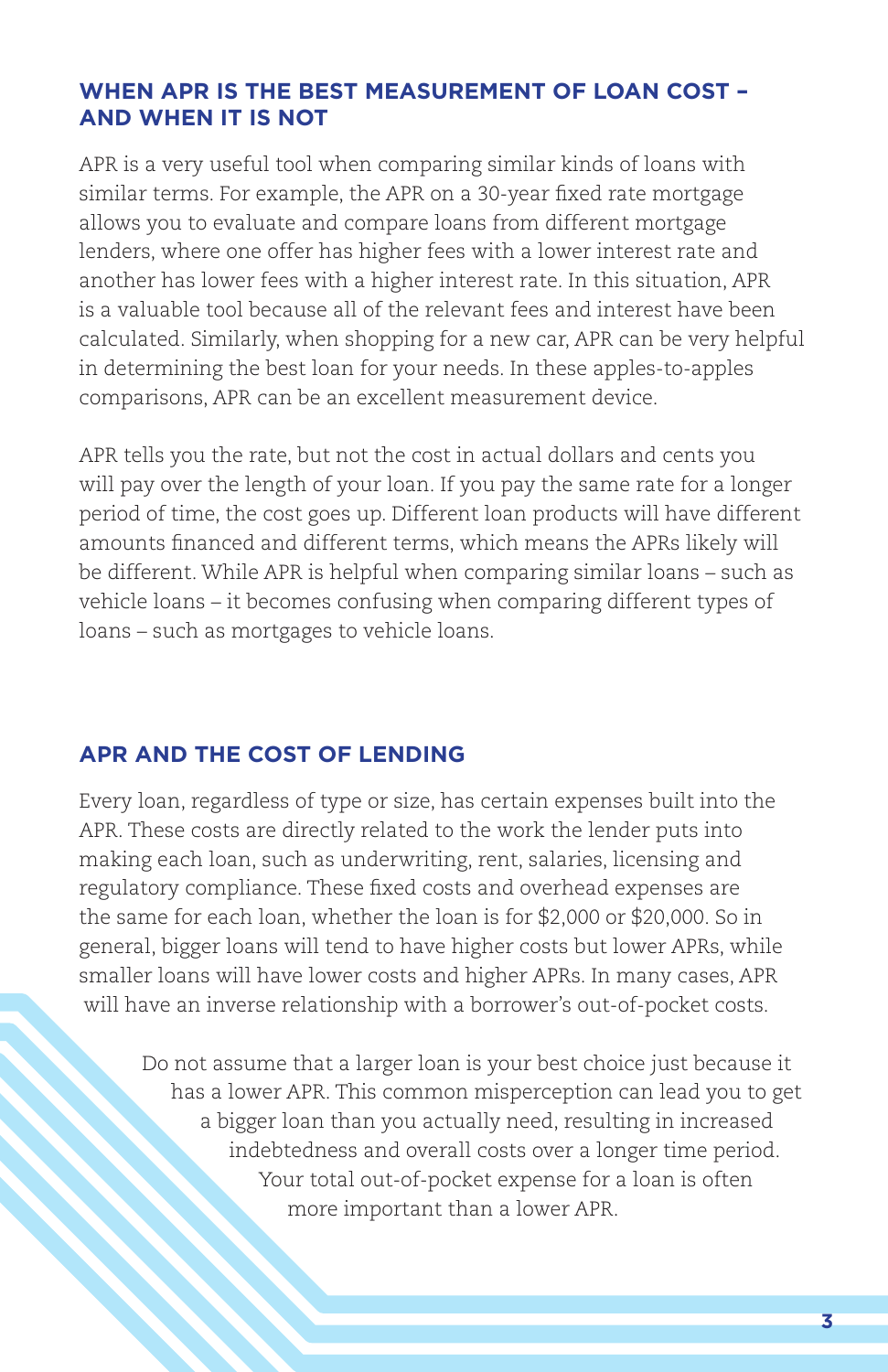## WHEN APR IS THE BEST MEASUREMENT OF LOAN COST – AND WHEN IT IS NOT

APR is a very useful tool when comparing similar kinds of loans with similar terms. For example, the APR on a 30-year fixed rate mortgage allows you to evaluate and compare loans from different mortgage lenders, where one offer has higher fees with a lower interest rate and another has lower fees with a higher interest rate. In this situation, APR is a valuable tool because all of the relevant fees and interest have been calculated. Similarly, when shopping for a new car, APR can be very helpful in determining the best loan for your needs. In these apples-to-apples comparisons, APR can be an excellent measurement device.

APR tells you the rate, but not the cost in actual dollars and cents you will pay over the length of your loan. If you pay the same rate for a longer period of time, the cost goes up. Different loan products will have different amounts financed and different terms, which means the APRs likely will be different. While APR is helpful when comparing similar loans – such as vehicle loans – it becomes confusing when comparing different types of loans – such as mortgages to vehicle loans.

## APR AND THE COST OF LENDING

Every loan, regardless of type or size, has certain expenses built into the APR. These costs are directly related to the work the lender puts into making each loan, such as underwriting, rent, salaries, licensing and regulatory compliance. These fixed costs and overhead expenses are the same for each loan, whether the loan is for $2,000 or $20,000. So in general, bigger loans will tend to have higher costs but lower APRs, while smaller loans will have lower costs and higher APRs. In many cases, APR will have an inverse relationship with a borrower's out-of-pocket costs.

Do not assume that a larger loan is your best choice just because it has a lower APR. This common misperception can lead you to get a bigger loan than you actually need, resulting in increased indebtedness and overall costs over a longer time period. Your total out-of-pocket expense for a loan is often more important than a lower APR.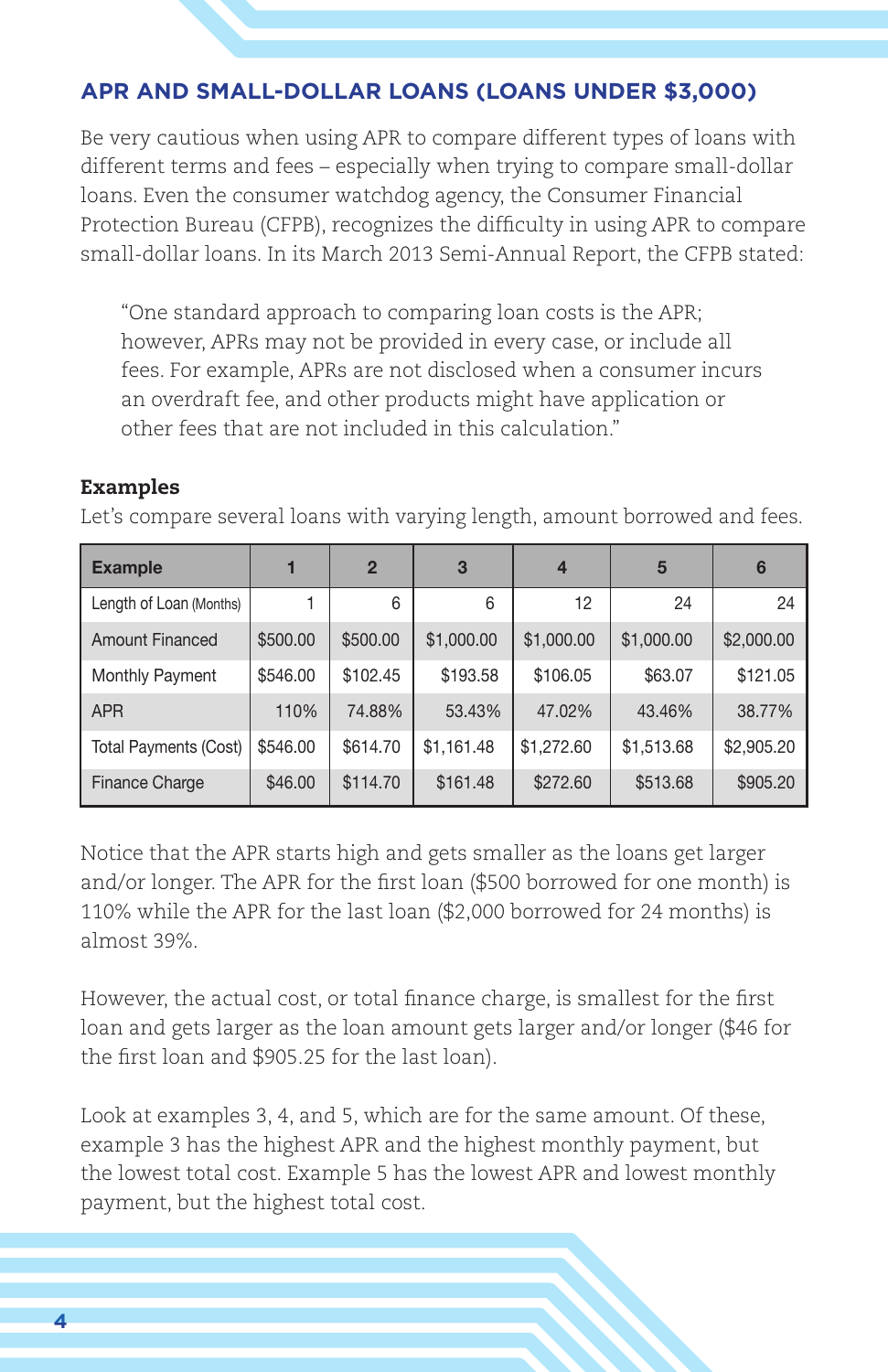## APR AND SMALL-DOLLAR LOANS (LOANS UNDER $3,000)

Be very cautious when using APR to compare different types of loans with different terms and fees – especially when trying to compare small-dollar loans. Even the consumer watchdog agency, the Consumer Financial Protection Bureau (CFPB), recognizes the difficulty in using APR to compare small-dollar loans. In its March 2013 Semi-Annual Report, the CFPB stated:

> "One standard approach to comparing loan costs is the APR; however, APRs may not be provided in every case, or include all fees. For example, APRs are not disclosed when a consumer incurs an overdraft fee, and other products might have application or other fees that are not included in this calculation."

**Examples**

Let's compare several loans with varying length, amount borrowed and fees.

| Example | 1 | 2 | 3 | 4 | 5 | 6 |
|---|---|---|---|---|---|---|
| Length of Loan (Months) | 1 | 6 | 6 | 12 | 24 | 24 |
| Amount Financed | $500.00 | $500.00 | $1,000.00 | $1,000.00 | $1,000.00 | $2,000.00 |
| Monthly Payment | $546.00 | $102.45 | $193.58 | $106.05 | $63.07 | $121.05 |
| APR | 110% | 74.88% | 53.43% | 47.02% | 43.46% | 38.77% |
| Total Payments (Cost) | $546.00 | $614.70 | $1,161.48 | $1,272.60 | $1,513.68 | $2,905.20 |
| Finance Charge | $46.00 | $114.70 | $161.48 | $272.60 | $513.68 | $905.20 |

Notice that the APR starts high and gets smaller as the loans get larger and/or longer. The APR for the first loan ($500 borrowed for one month) is 110% while the APR for the last loan ($2,000 borrowed for 24 months) is almost 39%.

However, the actual cost, or total finance charge, is smallest for the first loan and gets larger as the loan amount gets larger and/or longer ($46 for the first loan and $905.25 for the last loan).

Look at examples 3, 4, and 5, which are for the same amount. Of these, example 3 has the highest APR and the highest monthly payment, but the lowest total cost. Example 5 has the lowest APR and lowest monthly payment, but the highest total cost.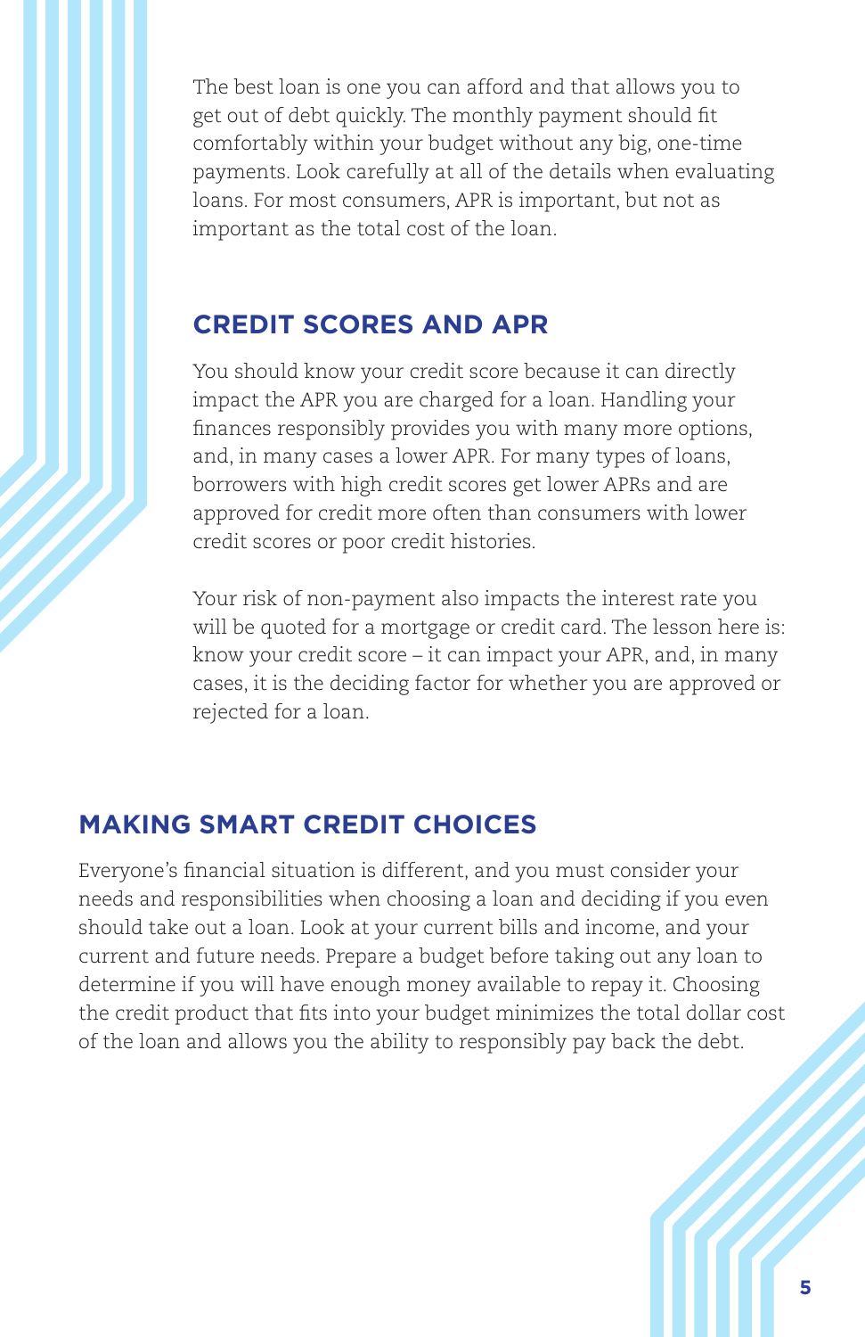The best loan is one you can afford and that allows you to get out of debt quickly. The monthly payment should fit comfortably within your budget without any big, one-time payments. Look carefully at all of the details when evaluating loans. For most consumers, APR is important, but not as important as the total cost of the loan.

## CREDIT SCORES AND APR

You should know your credit score because it can directly impact the APR you are charged for a loan. Handling your finances responsibly provides you with many more options, and, in many cases a lower APR. For many types of loans, borrowers with high credit scores get lower APRs and are approved for credit more often than consumers with lower credit scores or poor credit histories.

Your risk of non-payment also impacts the interest rate you will be quoted for a mortgage or credit card. The lesson here is: know your credit score – it can impact your APR, and, in many cases, it is the deciding factor for whether you are approved or rejected for a loan.

## MAKING SMART CREDIT CHOICES

Everyone's financial situation is different, and you must consider your needs and responsibilities when choosing a loan and deciding if you even should take out a loan. Look at your current bills and income, and your current and future needs. Prepare a budget before taking out any loan to determine if you will have enough money available to repay it. Choosing the credit product that fits into your budget minimizes the total dollar cost of the loan and allows you the ability to responsibly pay back the debt.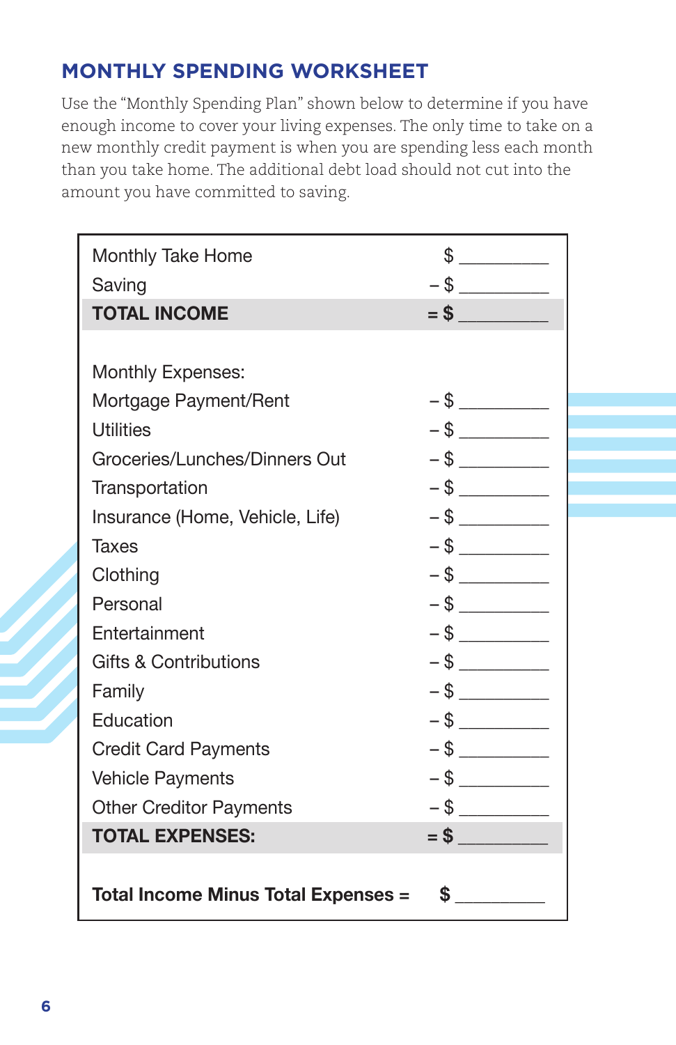## MONTHLY SPENDING WORKSHEET

Use the "Monthly Spending Plan" shown below to determine if you have enough income to cover your living expenses. The only time to take on a new monthly credit payment is when you are spending less each month than you take home. The additional debt load should not cut into the amount you have committed to saving.

| | |
|---|---|
| Monthly Take Home | $ __________ |
| Saving | – $ __________ |
| **TOTAL INCOME** | **= $** __________ |
| | |
| Monthly Expenses: | |
| Mortgage Payment/Rent | – $ __________ |
| Utilities | – $ __________ |
| Groceries/Lunches/Dinners Out | – $ __________ |
| Transportation | – $ __________ |
| Insurance (Home, Vehicle, Life) | – $ __________ |
| Taxes | – $ __________ |
| Clothing | – $ __________ |
| Personal | – $ __________ |
| Entertainment | – $ __________ |
| Gifts & Contributions | – $ __________ |
| Family | – $ __________ |
| Education | – $ __________ |
| Credit Card Payments | – $ __________ |
| Vehicle Payments | – $ __________ |
| Other Creditor Payments | – $ __________ |
| **TOTAL EXPENSES:** | **= $** __________ |
| | |
| **Total Income Minus Total Expenses =** | **$** __________ |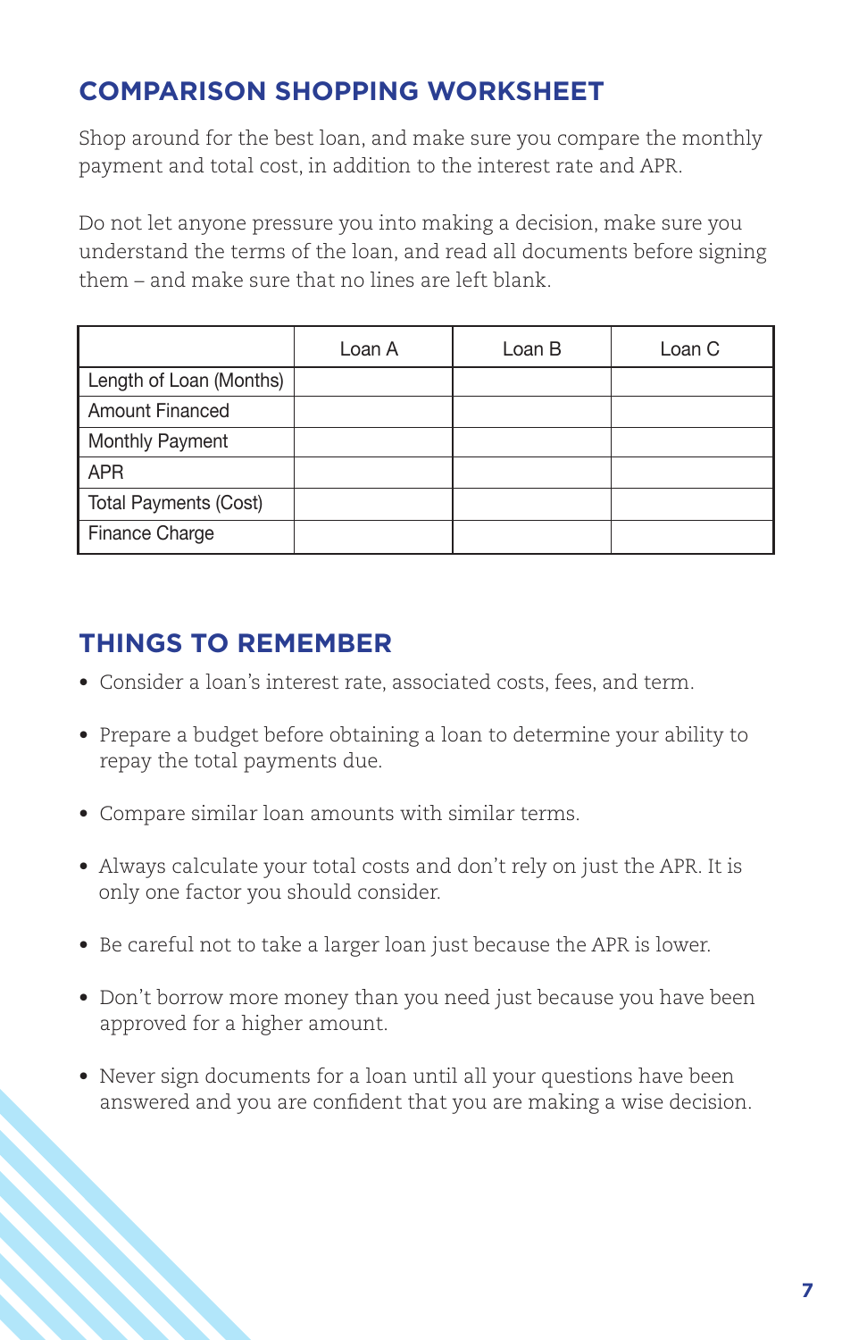## COMPARISON SHOPPING WORKSHEET

Shop around for the best loan, and make sure you compare the monthly payment and total cost, in addition to the interest rate and APR.

Do not let anyone pressure you into making a decision, make sure you understand the terms of the loan, and read all documents before signing them – and make sure that no lines are left blank.

| | Loan A | Loan B | Loan C |
|---|---|---|---|
| Length of Loan (Months) | | | |
| Amount Financed | | | |
| Monthly Payment | | | |
| APR | | | |
| Total Payments (Cost) | | | |
| Finance Charge | | | |

## THINGS TO REMEMBER

- Consider a loan's interest rate, associated costs, fees, and term.
- Prepare a budget before obtaining a loan to determine your ability to repay the total payments due.
- Compare similar loan amounts with similar terms.
- Always calculate your total costs and don't rely on just the APR. It is only one factor you should consider.
- Be careful not to take a larger loan just because the APR is lower.
- Don't borrow more money than you need just because you have been approved for a higher amount.
- Never sign documents for a loan until all your questions have been answered and you are confident that you are making a wise decision.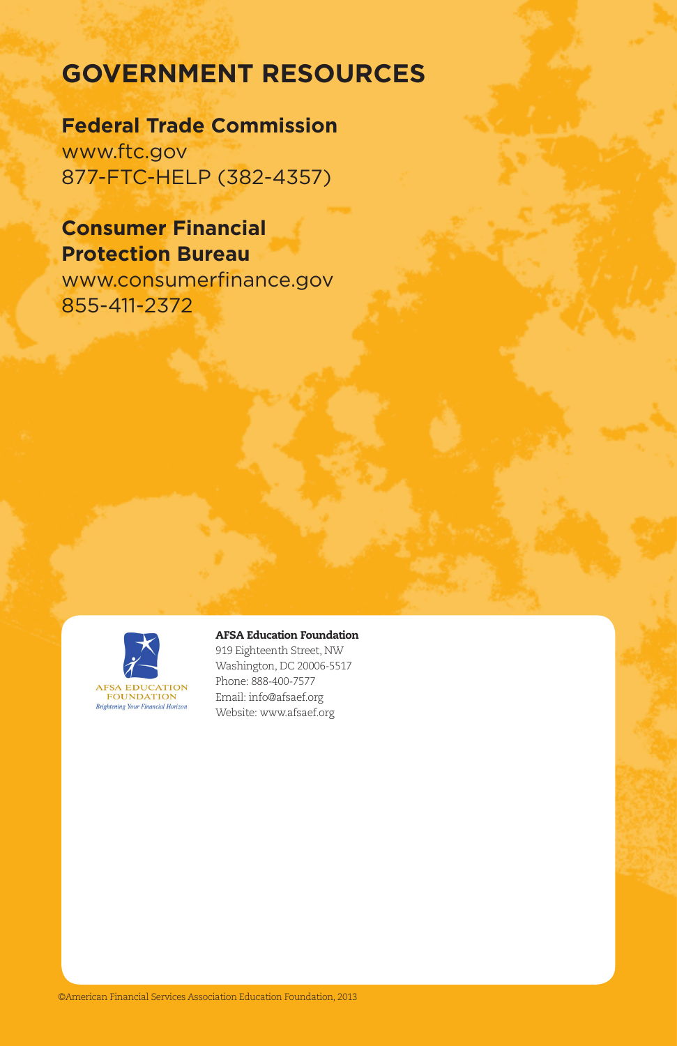# GOVERNMENT RESOURCES

**Federal Trade Commission**
www.ftc.gov
877-FTC-HELP (382-4357)

**Consumer Financial Protection Bureau**
www.consumerfinance.gov
855-411-2372

AFSA EDUCATION FOUNDATION
*Brightening Your Financial Horizon*

**AFSA Education Foundation**
919 Eighteenth Street, NW
Washington, DC 20006-5517
Phone: 888-400-7577
Email: info@afsaef.org
Website: www.afsaef.org

©American Financial Services Association Education Foundation, 2013